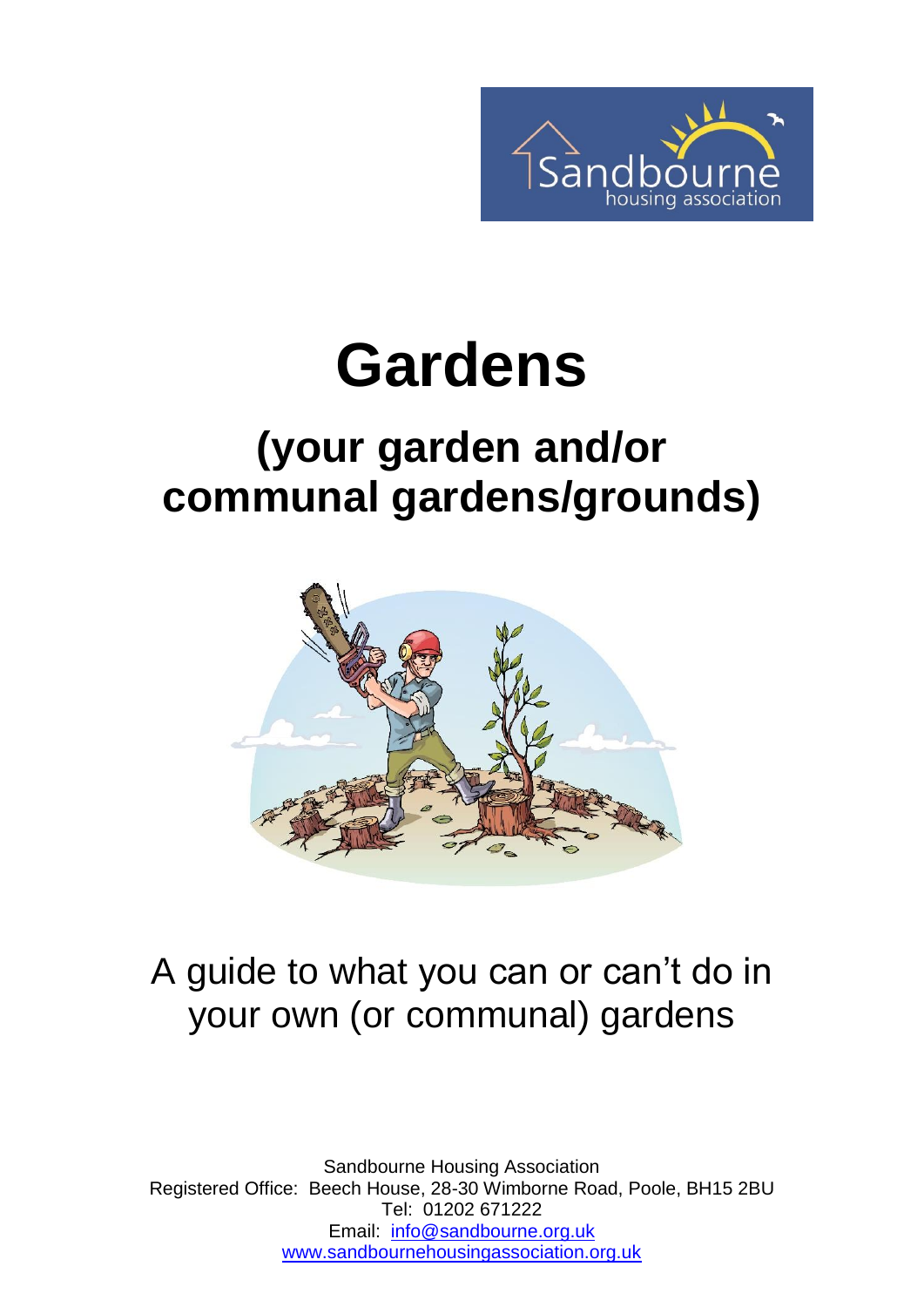# Gardens

## (your garden and/or communal gardens/grounds)

A guide to what you can or can't do in your own (or communal) gardens

Sandbourne Housing Association
Registered Office: Beech House, 28-30 Wimborne Road, Poole, BH15 2BU
Tel: 01202 671222
Email: [info@sandbourne.org.uk](mailto:info@sandbourne.org.uk)
[www.sandbournehousingassociation.org.uk](http://www.sandbournehousingassociation.org.uk)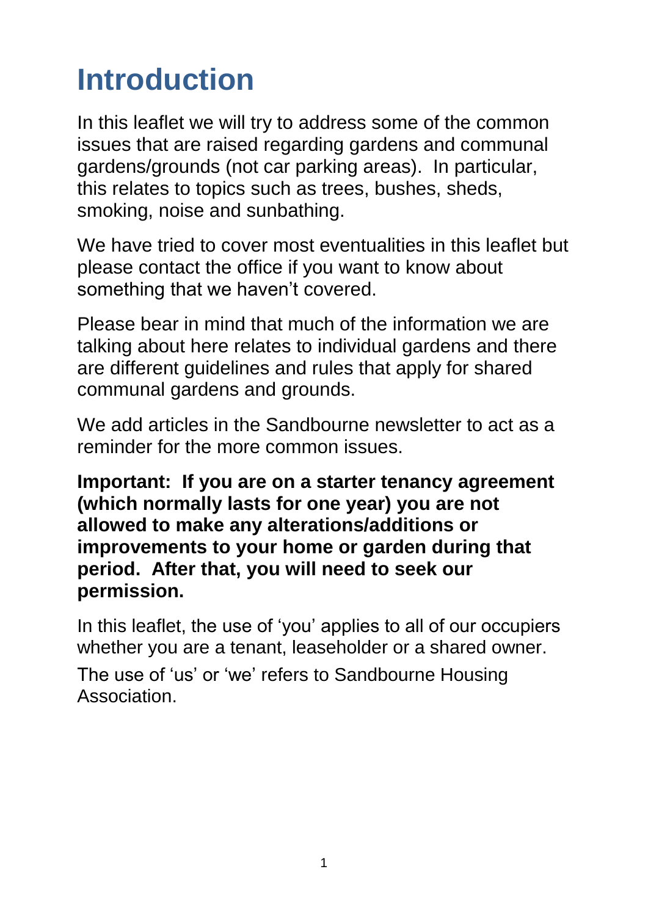# Introduction

In this leaflet we will try to address some of the common issues that are raised regarding gardens and communal gardens/grounds (not car parking areas). In particular, this relates to topics such as trees, bushes, sheds, smoking, noise and sunbathing.

We have tried to cover most eventualities in this leaflet but please contact the office if you want to know about something that we haven't covered.

Please bear in mind that much of the information we are talking about here relates to individual gardens and there are different guidelines and rules that apply for shared communal gardens and grounds.

We add articles in the Sandbourne newsletter to act as a reminder for the more common issues.

**Important: If you are on a starter tenancy agreement (which normally lasts for one year) you are not allowed to make any alterations/additions or improvements to your home or garden during that period. After that, you will need to seek our permission.**

In this leaflet, the use of 'you' applies to all of our occupiers whether you are a tenant, leaseholder or a shared owner.

The use of 'us' or 'we' refers to Sandbourne Housing Association.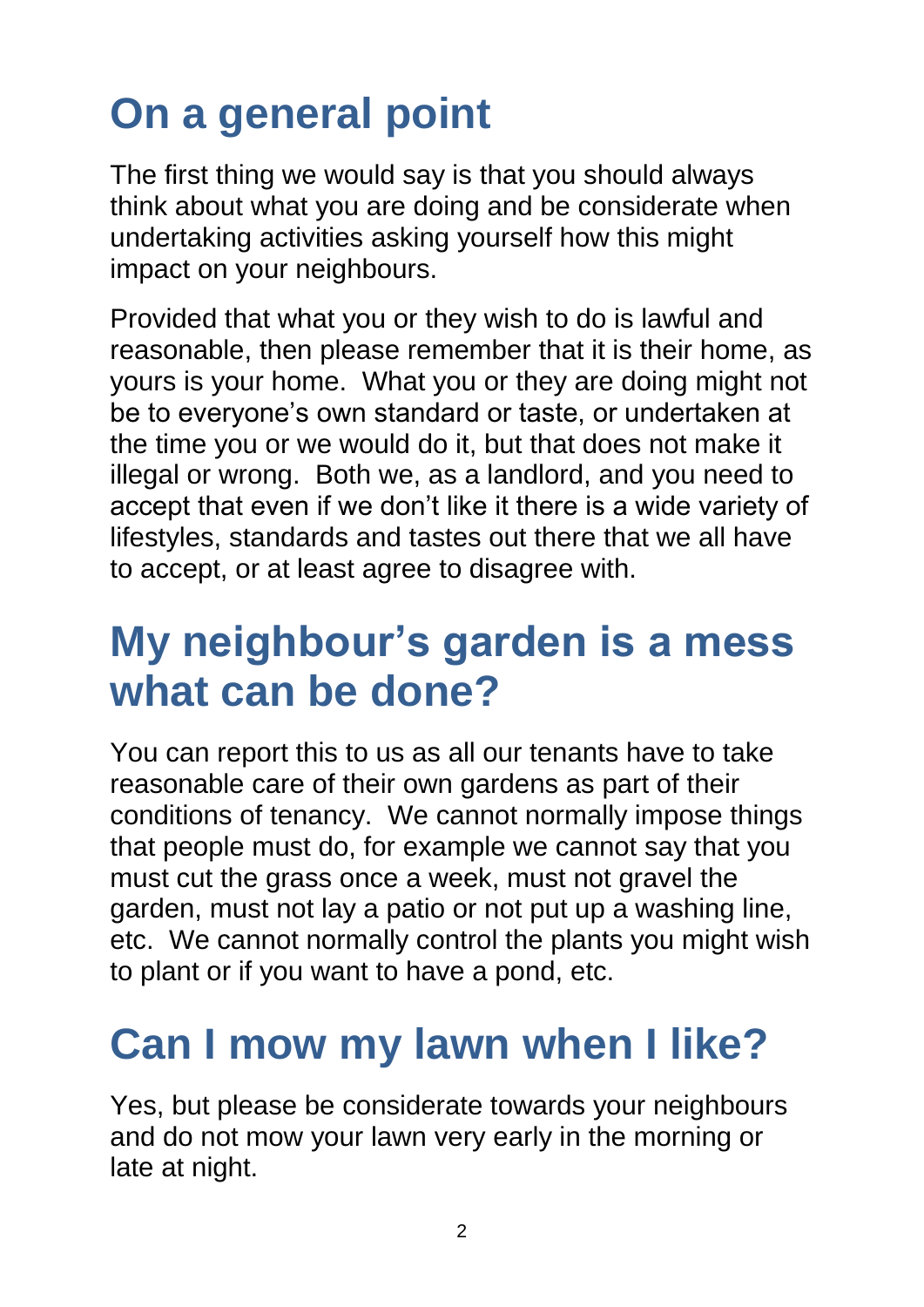# On a general point

The first thing we would say is that you should always think about what you are doing and be considerate when undertaking activities asking yourself how this might impact on your neighbours.

Provided that what you or they wish to do is lawful and reasonable, then please remember that it is their home, as yours is your home. What you or they are doing might not be to everyone's own standard or taste, or undertaken at the time you or we would do it, but that does not make it illegal or wrong. Both we, as a landlord, and you need to accept that even if we don't like it there is a wide variety of lifestyles, standards and tastes out there that we all have to accept, or at least agree to disagree with.

# My neighbour's garden is a mess what can be done?

You can report this to us as all our tenants have to take reasonable care of their own gardens as part of their conditions of tenancy. We cannot normally impose things that people must do, for example we cannot say that you must cut the grass once a week, must not gravel the garden, must not lay a patio or not put up a washing line, etc. We cannot normally control the plants you might wish to plant or if you want to have a pond, etc.

# Can I mow my lawn when I like?

Yes, but please be considerate towards your neighbours and do not mow your lawn very early in the morning or late at night.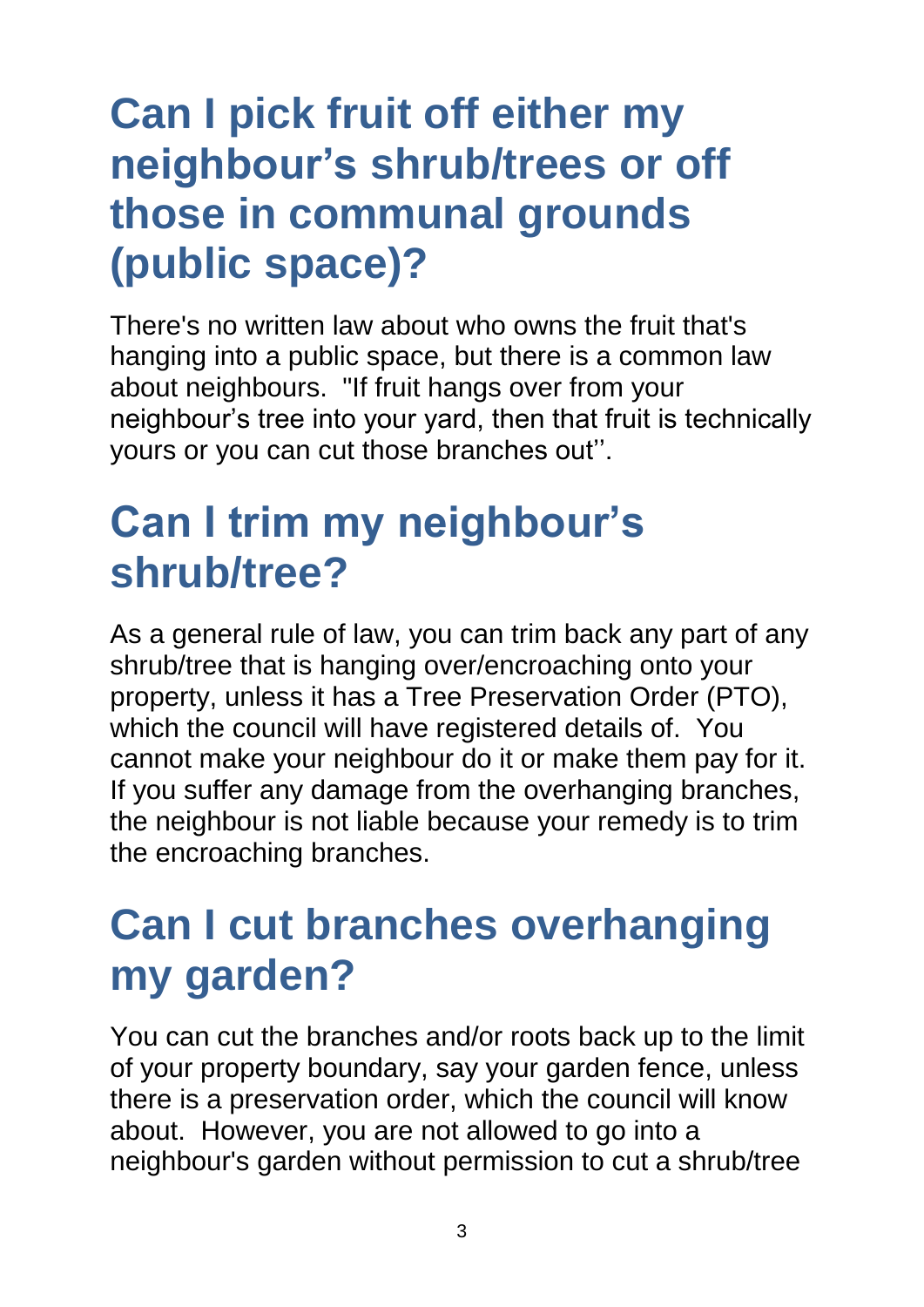# Can I pick fruit off either my neighbour's shrub/trees or off those in communal grounds (public space)?

There's no written law about who owns the fruit that's hanging into a public space, but there is a common law about neighbours. "If fruit hangs over from your neighbour's tree into your yard, then that fruit is technically yours or you can cut those branches out''.

# Can I trim my neighbour's shrub/tree?

As a general rule of law, you can trim back any part of any shrub/tree that is hanging over/encroaching onto your property, unless it has a Tree Preservation Order (PTO), which the council will have registered details of. You cannot make your neighbour do it or make them pay for it. If you suffer any damage from the overhanging branches, the neighbour is not liable because your remedy is to trim the encroaching branches.

# Can I cut branches overhanging my garden?

You can cut the branches and/or roots back up to the limit of your property boundary, say your garden fence, unless there is a preservation order, which the council will know about. However, you are not allowed to go into a neighbour's garden without permission to cut a shrub/tree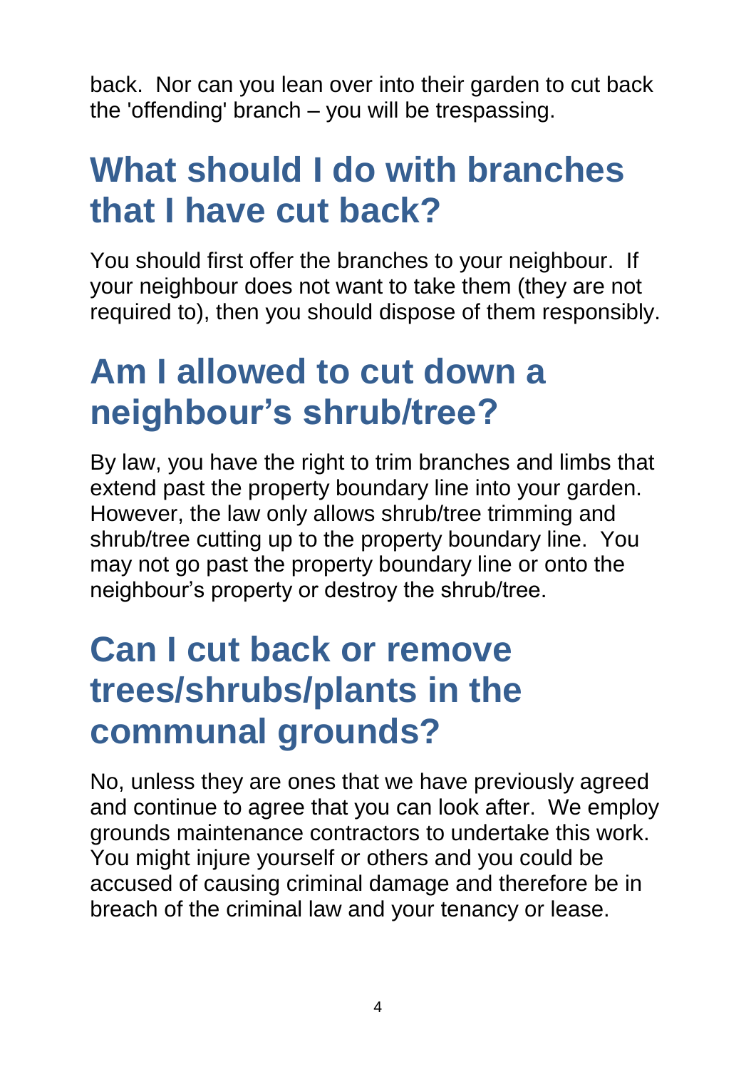back. Nor can you lean over into their garden to cut back the 'offending' branch – you will be trespassing.

## What should I do with branches that I have cut back?

You should first offer the branches to your neighbour. If your neighbour does not want to take them (they are not required to), then you should dispose of them responsibly.

## Am I allowed to cut down a neighbour's shrub/tree?

By law, you have the right to trim branches and limbs that extend past the property boundary line into your garden. However, the law only allows shrub/tree trimming and shrub/tree cutting up to the property boundary line. You may not go past the property boundary line or onto the neighbour's property or destroy the shrub/tree.

## Can I cut back or remove trees/shrubs/plants in the communal grounds?

No, unless they are ones that we have previously agreed and continue to agree that you can look after. We employ grounds maintenance contractors to undertake this work. You might injure yourself or others and you could be accused of causing criminal damage and therefore be in breach of the criminal law and your tenancy or lease.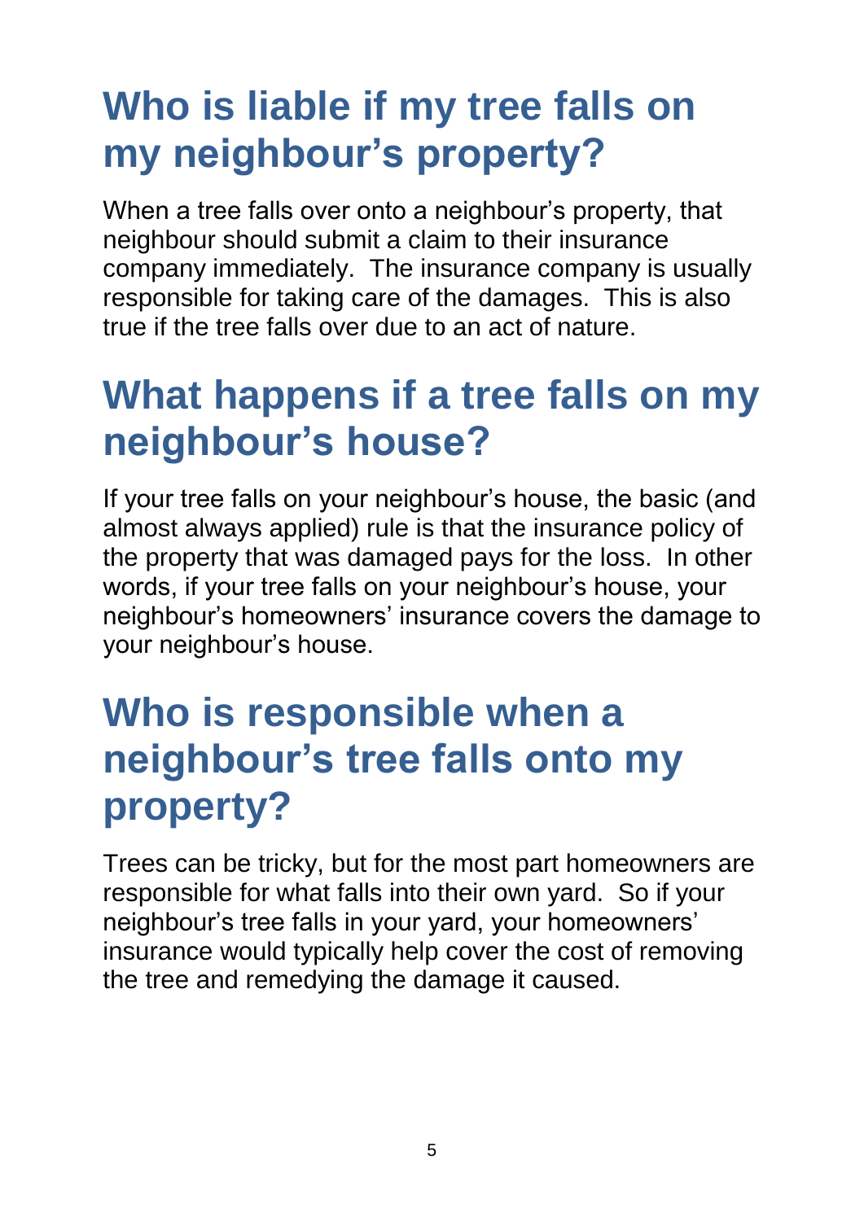## Who is liable if my tree falls on my neighbour's property?

When a tree falls over onto a neighbour's property, that neighbour should submit a claim to their insurance company immediately. The insurance company is usually responsible for taking care of the damages. This is also true if the tree falls over due to an act of nature.

## What happens if a tree falls on my neighbour's house?

If your tree falls on your neighbour's house, the basic (and almost always applied) rule is that the insurance policy of the property that was damaged pays for the loss. In other words, if your tree falls on your neighbour's house, your neighbour's homeowners' insurance covers the damage to your neighbour's house.

## Who is responsible when a neighbour's tree falls onto my property?

Trees can be tricky, but for the most part homeowners are responsible for what falls into their own yard. So if your neighbour's tree falls in your yard, your homeowners' insurance would typically help cover the cost of removing the tree and remedying the damage it caused.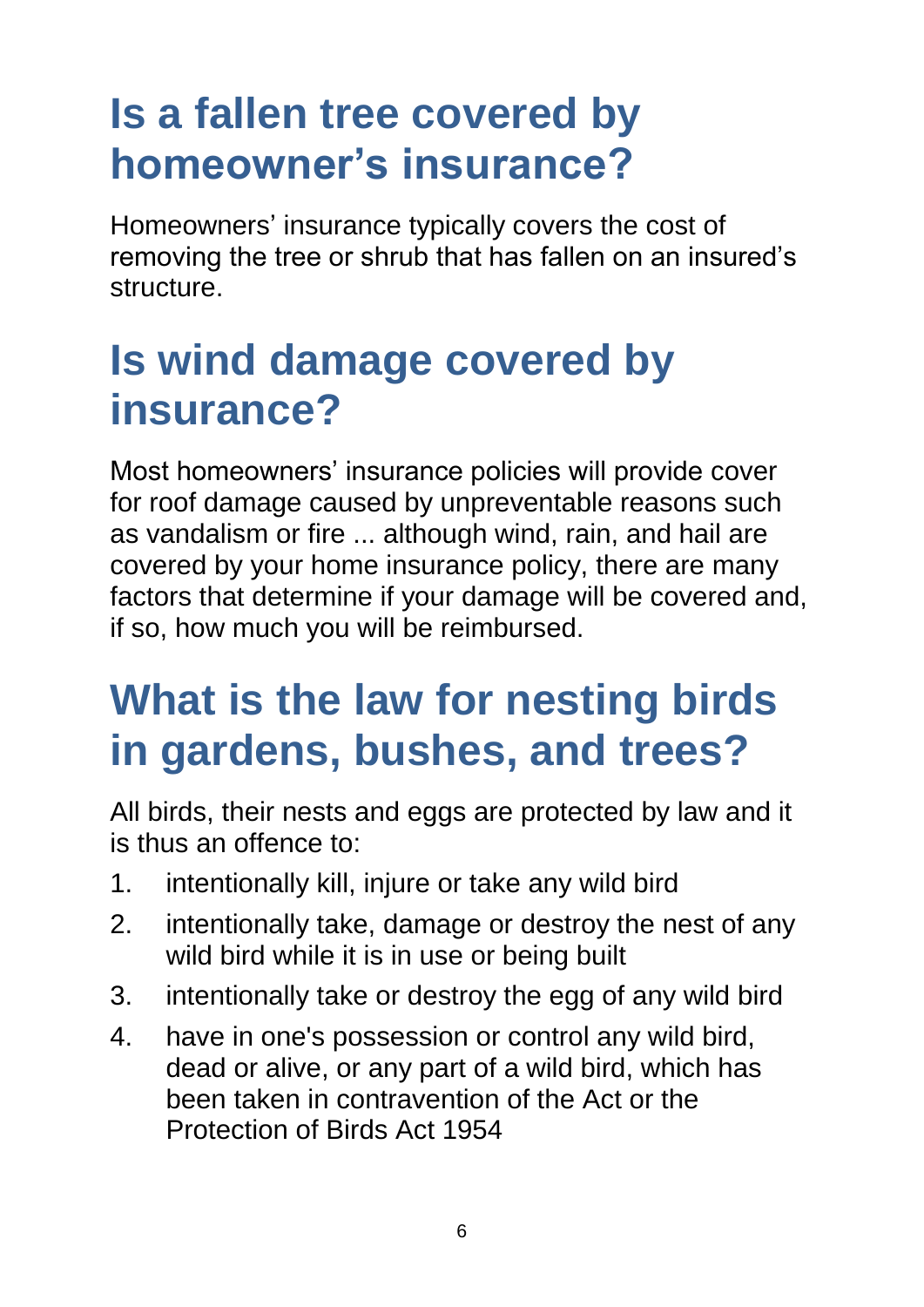## Is a fallen tree covered by homeowner's insurance?

Homeowners' insurance typically covers the cost of removing the tree or shrub that has fallen on an insured's structure.

## Is wind damage covered by insurance?

Most homeowners' insurance policies will provide cover for roof damage caused by unpreventable reasons such as vandalism or fire ... although wind, rain, and hail are covered by your home insurance policy, there are many factors that determine if your damage will be covered and, if so, how much you will be reimbursed.

## What is the law for nesting birds in gardens, bushes, and trees?

All birds, their nests and eggs are protected by law and it is thus an offence to:

1. intentionally kill, injure or take any wild bird
2. intentionally take, damage or destroy the nest of any wild bird while it is in use or being built
3. intentionally take or destroy the egg of any wild bird
4. have in one's possession or control any wild bird, dead or alive, or any part of a wild bird, which has been taken in contravention of the Act or the Protection of Birds Act 1954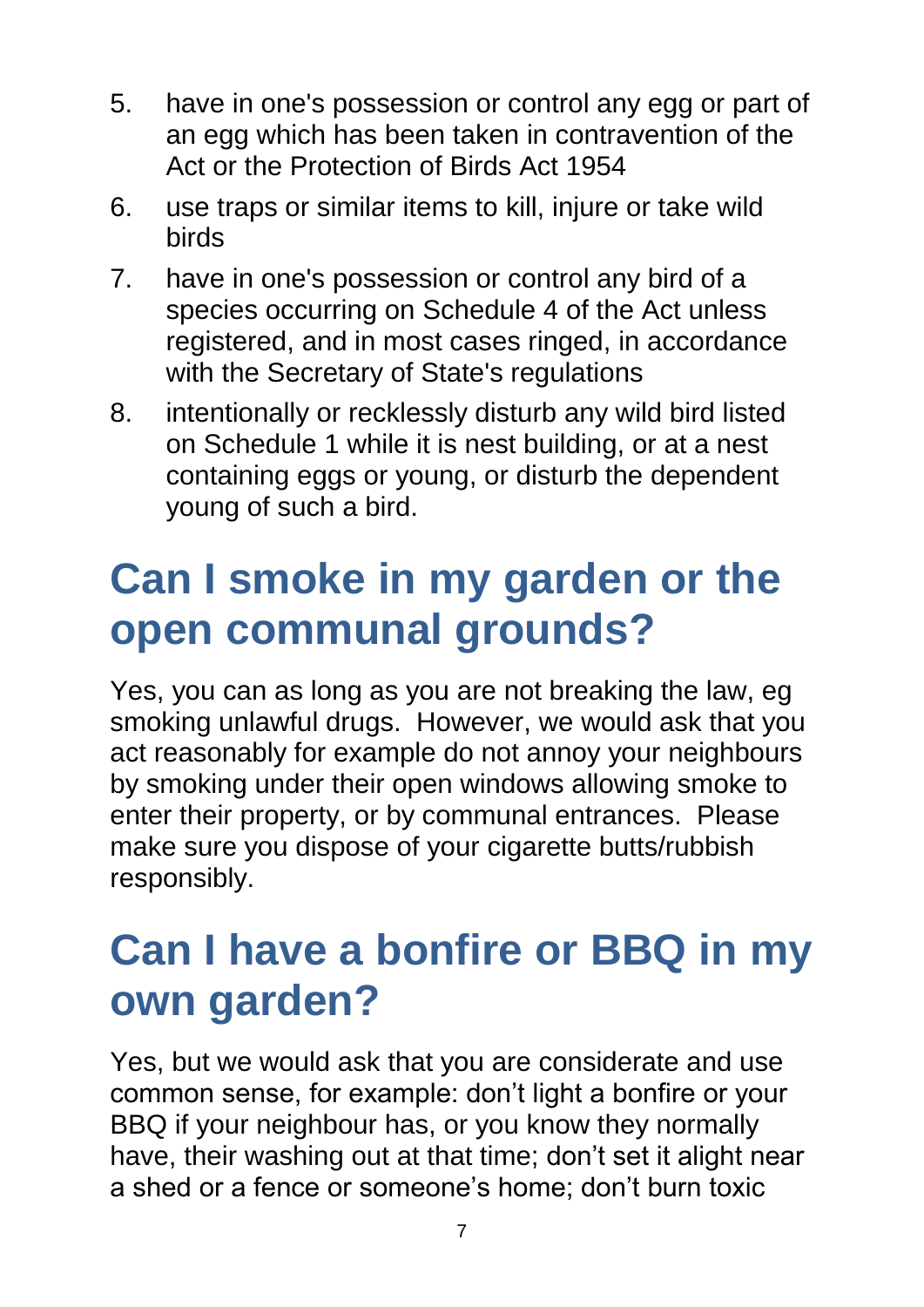5. have in one's possession or control any egg or part of an egg which has been taken in contravention of the Act or the Protection of Birds Act 1954
6. use traps or similar items to kill, injure or take wild birds
7. have in one's possession or control any bird of a species occurring on Schedule 4 of the Act unless registered, and in most cases ringed, in accordance with the Secretary of State's regulations
8. intentionally or recklessly disturb any wild bird listed on Schedule 1 while it is nest building, or at a nest containing eggs or young, or disturb the dependent young of such a bird.

# Can I smoke in my garden or the open communal grounds?

Yes, you can as long as you are not breaking the law, eg smoking unlawful drugs. However, we would ask that you act reasonably for example do not annoy your neighbours by smoking under their open windows allowing smoke to enter their property, or by communal entrances. Please make sure you dispose of your cigarette butts/rubbish responsibly.

# Can I have a bonfire or BBQ in my own garden?

Yes, but we would ask that you are considerate and use common sense, for example: don't light a bonfire or your BBQ if your neighbour has, or you know they normally have, their washing out at that time; don't set it alight near a shed or a fence or someone's home; don't burn toxic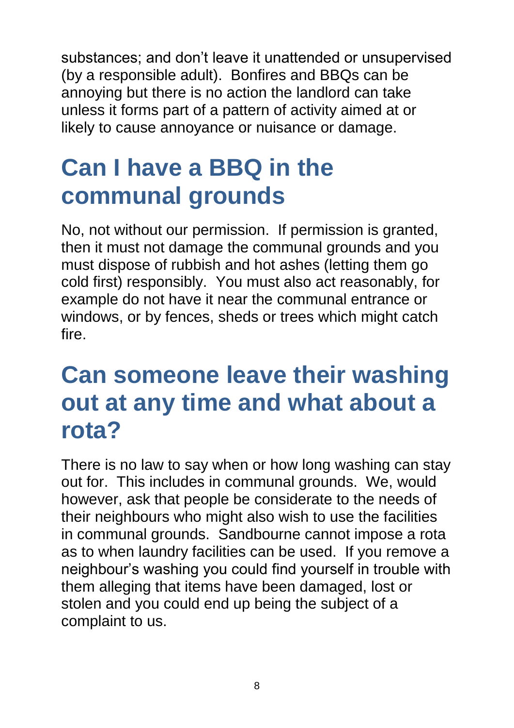substances; and don't leave it unattended or unsupervised (by a responsible adult). Bonfires and BBQs can be annoying but there is no action the landlord can take unless it forms part of a pattern of activity aimed at or likely to cause annoyance or nuisance or damage.

## Can I have a BBQ in the communal grounds

No, not without our permission. If permission is granted, then it must not damage the communal grounds and you must dispose of rubbish and hot ashes (letting them go cold first) responsibly. You must also act reasonably, for example do not have it near the communal entrance or windows, or by fences, sheds or trees which might catch fire.

## Can someone leave their washing out at any time and what about a rota?

There is no law to say when or how long washing can stay out for. This includes in communal grounds. We, would however, ask that people be considerate to the needs of their neighbours who might also wish to use the facilities in communal grounds. Sandbourne cannot impose a rota as to when laundry facilities can be used. If you remove a neighbour's washing you could find yourself in trouble with them alleging that items have been damaged, lost or stolen and you could end up being the subject of a complaint to us.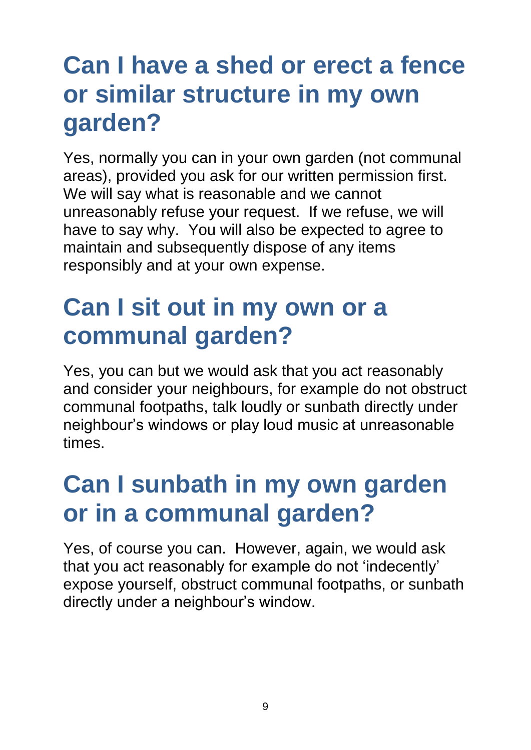# Can I have a shed or erect a fence or similar structure in my own garden?

Yes, normally you can in your own garden (not communal areas), provided you ask for our written permission first. We will say what is reasonable and we cannot unreasonably refuse your request. If we refuse, we will have to say why. You will also be expected to agree to maintain and subsequently dispose of any items responsibly and at your own expense.

# Can I sit out in my own or a communal garden?

Yes, you can but we would ask that you act reasonably and consider your neighbours, for example do not obstruct communal footpaths, talk loudly or sunbath directly under neighbour's windows or play loud music at unreasonable times.

# Can I sunbath in my own garden or in a communal garden?

Yes, of course you can. However, again, we would ask that you act reasonably for example do not 'indecently' expose yourself, obstruct communal footpaths, or sunbath directly under a neighbour's window.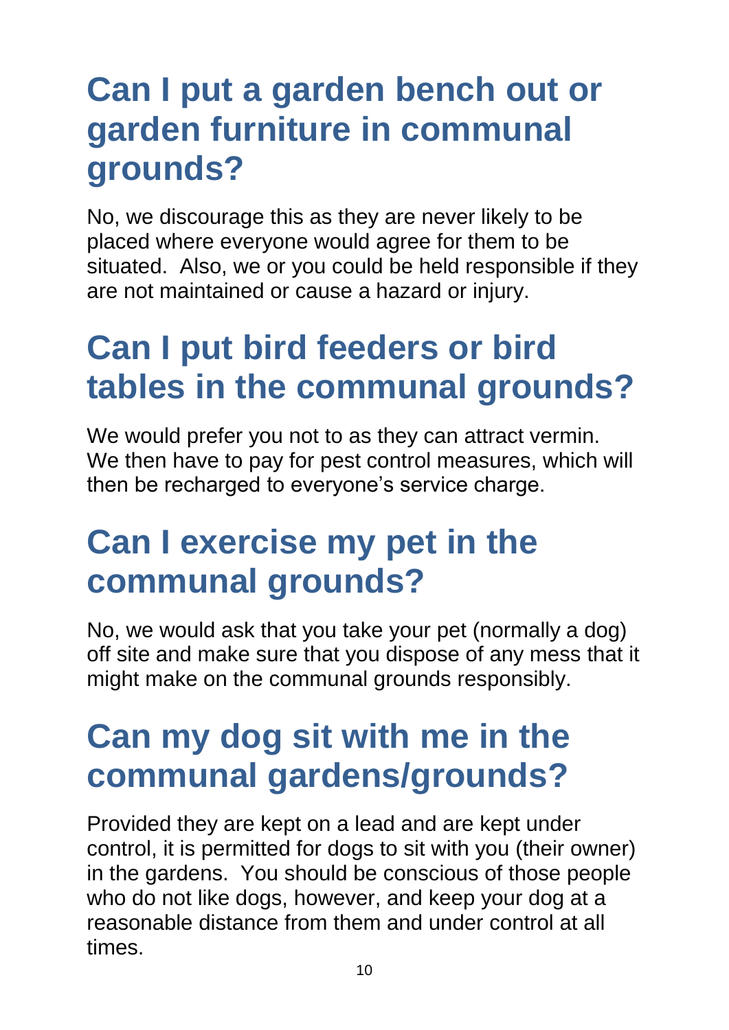## Can I put a garden bench out or garden furniture in communal grounds?

No, we discourage this as they are never likely to be placed where everyone would agree for them to be situated. Also, we or you could be held responsible if they are not maintained or cause a hazard or injury.

## Can I put bird feeders or bird tables in the communal grounds?

We would prefer you not to as they can attract vermin. We then have to pay for pest control measures, which will then be recharged to everyone's service charge.

## Can I exercise my pet in the communal grounds?

No, we would ask that you take your pet (normally a dog) off site and make sure that you dispose of any mess that it might make on the communal grounds responsibly.

## Can my dog sit with me in the communal gardens/grounds?

Provided they are kept on a lead and are kept under control, it is permitted for dogs to sit with you (their owner) in the gardens. You should be conscious of those people who do not like dogs, however, and keep your dog at a reasonable distance from them and under control at all times.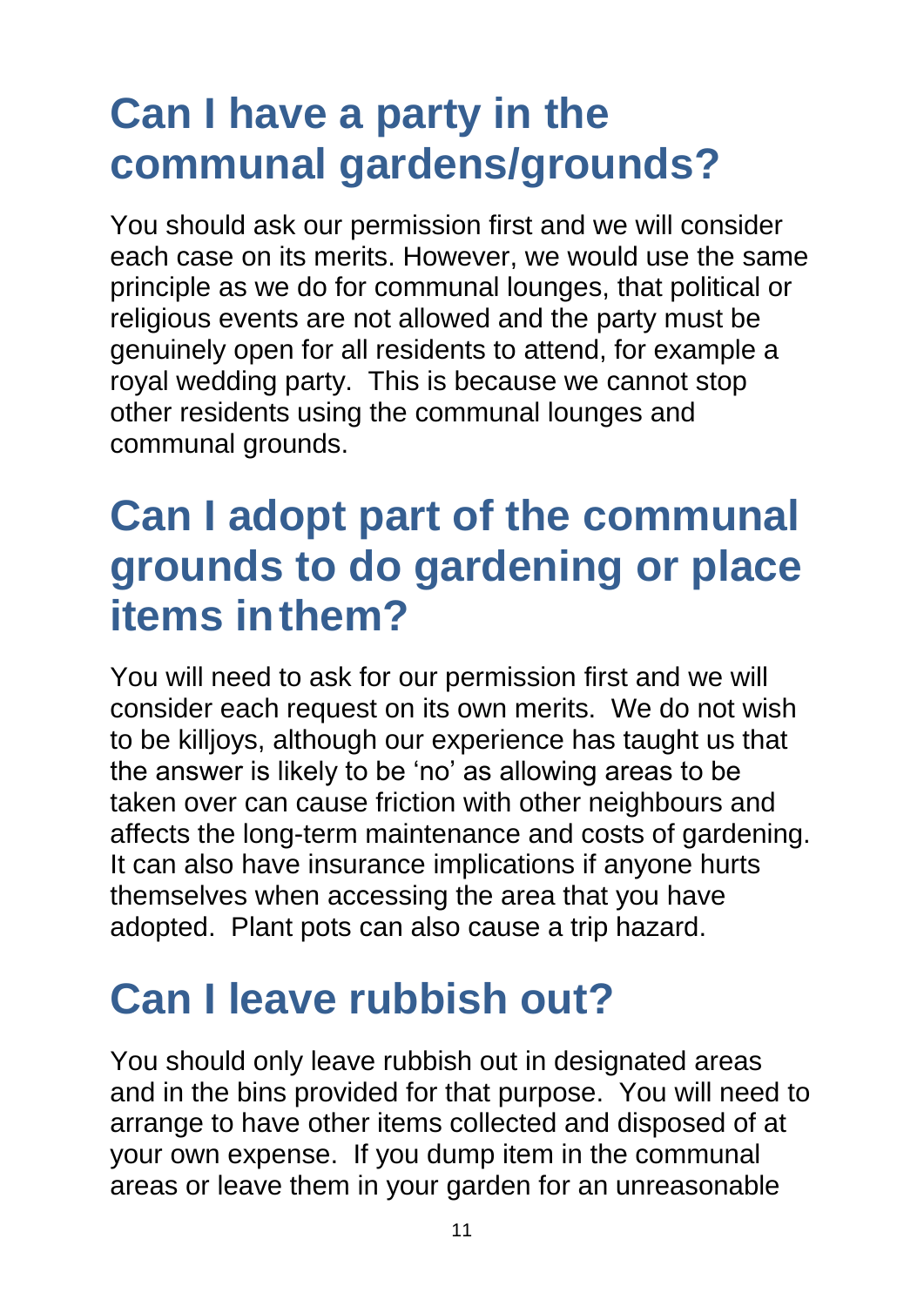## Can I have a party in the communal gardens/grounds?

You should ask our permission first and we will consider each case on its merits. However, we would use the same principle as we do for communal lounges, that political or religious events are not allowed and the party must be genuinely open for all residents to attend, for example a royal wedding party. This is because we cannot stop other residents using the communal lounges and communal grounds.

## Can I adopt part of the communal grounds to do gardening or place items in them?

You will need to ask for our permission first and we will consider each request on its own merits. We do not wish to be killjoys, although our experience has taught us that the answer is likely to be 'no' as allowing areas to be taken over can cause friction with other neighbours and affects the long-term maintenance and costs of gardening. It can also have insurance implications if anyone hurts themselves when accessing the area that you have adopted. Plant pots can also cause a trip hazard.

## Can I leave rubbish out?

You should only leave rubbish out in designated areas and in the bins provided for that purpose. You will need to arrange to have other items collected and disposed of at your own expense. If you dump item in the communal areas or leave them in your garden for an unreasonable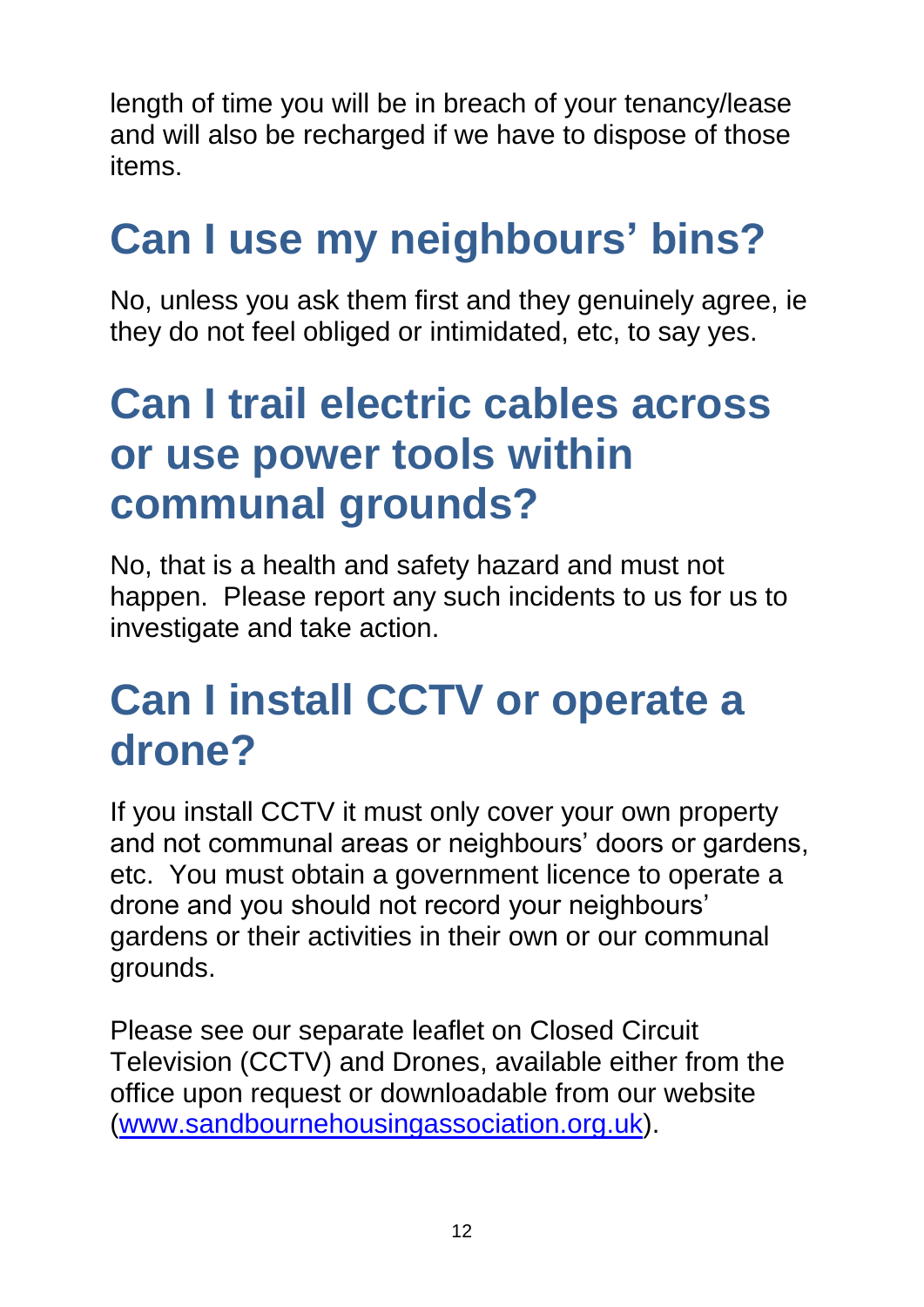length of time you will be in breach of your tenancy/lease and will also be recharged if we have to dispose of those items.

# Can I use my neighbours' bins?

No, unless you ask them first and they genuinely agree, ie they do not feel obliged or intimidated, etc, to say yes.

# Can I trail electric cables across or use power tools within communal grounds?

No, that is a health and safety hazard and must not happen. Please report any such incidents to us for us to investigate and take action.

# Can I install CCTV or operate a drone?

If you install CCTV it must only cover your own property and not communal areas or neighbours' doors or gardens, etc. You must obtain a government licence to operate a drone and you should not record your neighbours' gardens or their activities in their own or our communal grounds.

Please see our separate leaflet on Closed Circuit Television (CCTV) and Drones, available either from the office upon request or downloadable from our website ([www.sandbournehousingassociation.org.uk](http://www.sandbournehousingassociation.org.uk)).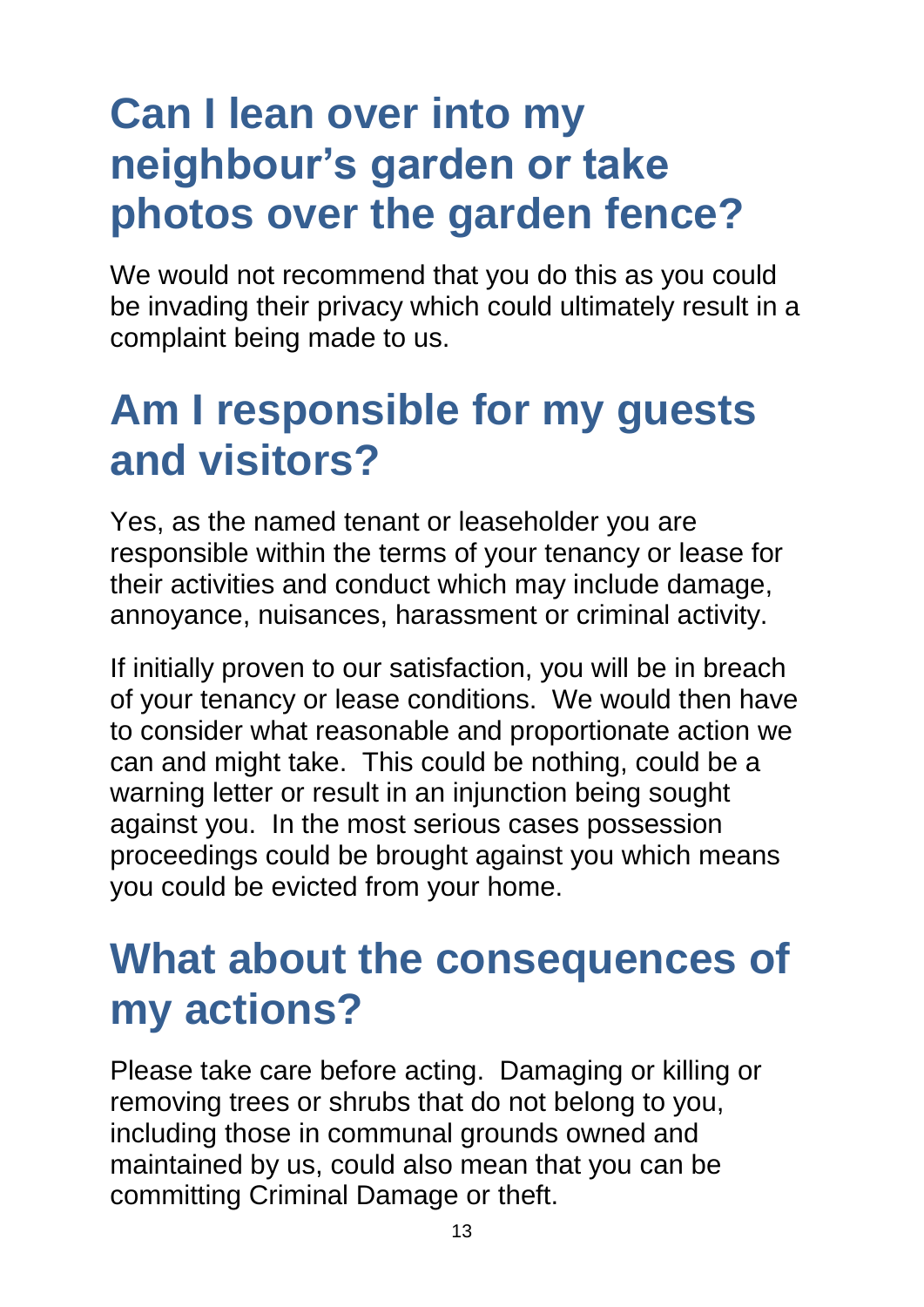## Can I lean over into my neighbour's garden or take photos over the garden fence?

We would not recommend that you do this as you could be invading their privacy which could ultimately result in a complaint being made to us.

## Am I responsible for my guests and visitors?

Yes, as the named tenant or leaseholder you are responsible within the terms of your tenancy or lease for their activities and conduct which may include damage, annoyance, nuisances, harassment or criminal activity.

If initially proven to our satisfaction, you will be in breach of your tenancy or lease conditions. We would then have to consider what reasonable and proportionate action we can and might take. This could be nothing, could be a warning letter or result in an injunction being sought against you. In the most serious cases possession proceedings could be brought against you which means you could be evicted from your home.

## What about the consequences of my actions?

Please take care before acting. Damaging or killing or removing trees or shrubs that do not belong to you, including those in communal grounds owned and maintained by us, could also mean that you can be committing Criminal Damage or theft.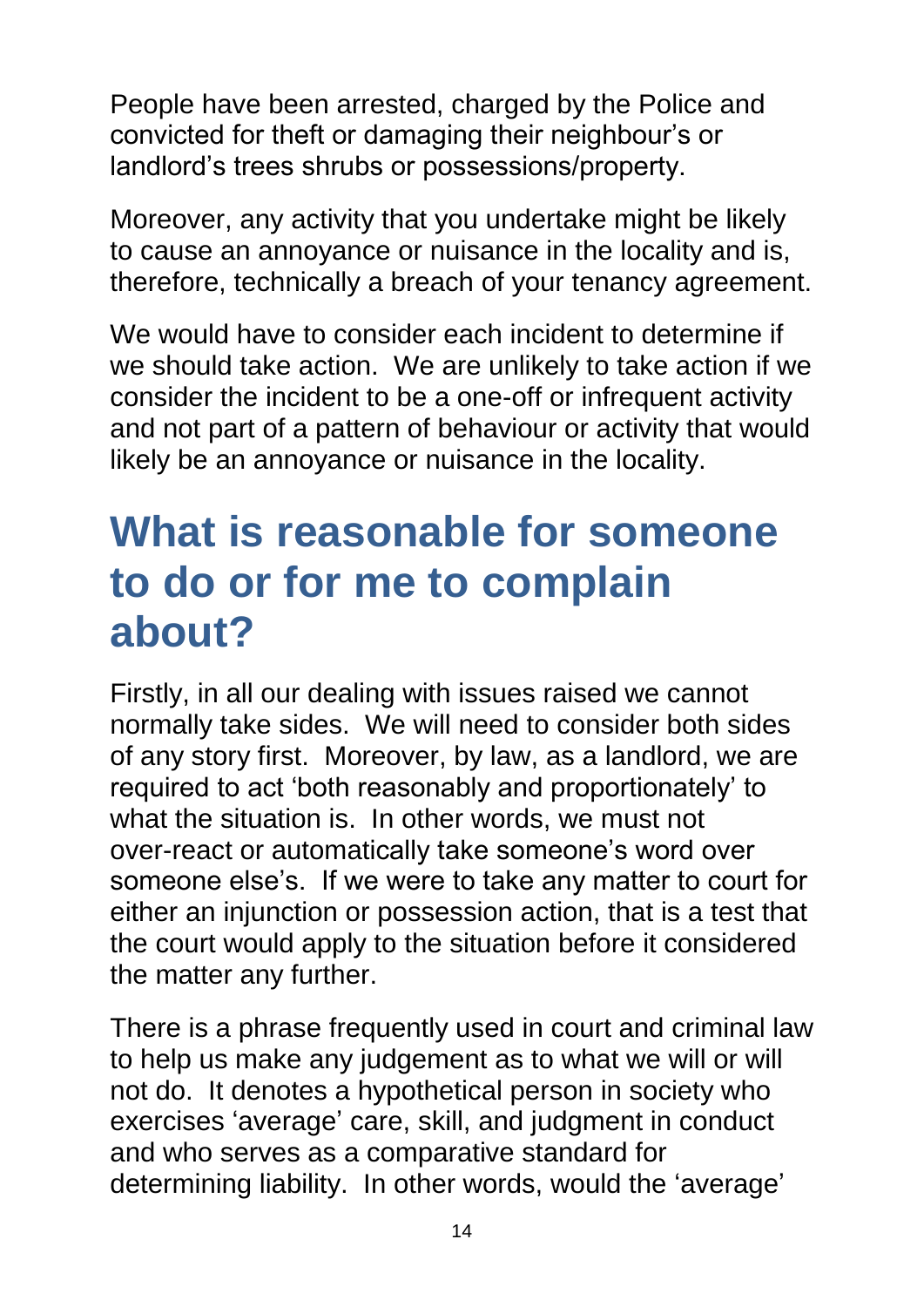People have been arrested, charged by the Police and convicted for theft or damaging their neighbour's or landlord's trees shrubs or possessions/property.

Moreover, any activity that you undertake might be likely to cause an annoyance or nuisance in the locality and is, therefore, technically a breach of your tenancy agreement.

We would have to consider each incident to determine if we should take action. We are unlikely to take action if we consider the incident to be a one-off or infrequent activity and not part of a pattern of behaviour or activity that would likely be an annoyance or nuisance in the locality.

## What is reasonable for someone to do or for me to complain about?

Firstly, in all our dealing with issues raised we cannot normally take sides. We will need to consider both sides of any story first. Moreover, by law, as a landlord, we are required to act 'both reasonably and proportionately' to what the situation is. In other words, we must not over-react or automatically take someone's word over someone else's. If we were to take any matter to court for either an injunction or possession action, that is a test that the court would apply to the situation before it considered the matter any further.

There is a phrase frequently used in court and criminal law to help us make any judgement as to what we will or will not do. It denotes a hypothetical person in society who exercises 'average' care, skill, and judgment in conduct and who serves as a comparative standard for determining liability. In other words, would the 'average'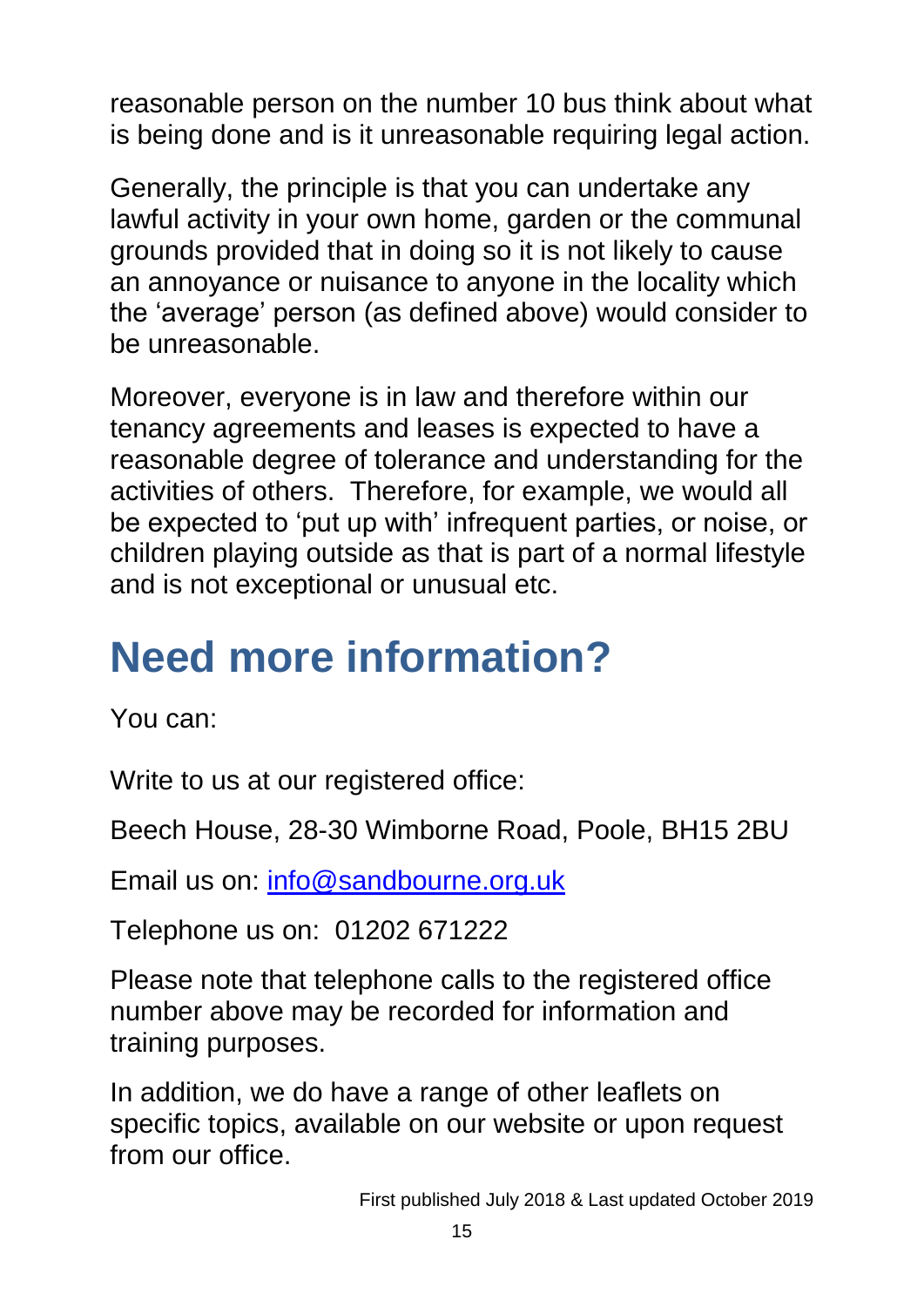reasonable person on the number 10 bus think about what is being done and is it unreasonable requiring legal action.

Generally, the principle is that you can undertake any lawful activity in your own home, garden or the communal grounds provided that in doing so it is not likely to cause an annoyance or nuisance to anyone in the locality which the 'average' person (as defined above) would consider to be unreasonable.

Moreover, everyone is in law and therefore within our tenancy agreements and leases is expected to have a reasonable degree of tolerance and understanding for the activities of others. Therefore, for example, we would all be expected to 'put up with' infrequent parties, or noise, or children playing outside as that is part of a normal lifestyle and is not exceptional or unusual etc.

# Need more information?

You can:

Write to us at our registered office:

Beech House, 28-30 Wimborne Road, Poole, BH15 2BU

Email us on: [info@sandbourne.org.uk](mailto:info@sandbourne.org.uk)

Telephone us on: 01202 671222

Please note that telephone calls to the registered office number above may be recorded for information and training purposes.

In addition, we do have a range of other leaflets on specific topics, available on our website or upon request from our office.

First published July 2018 & Last updated October 2019